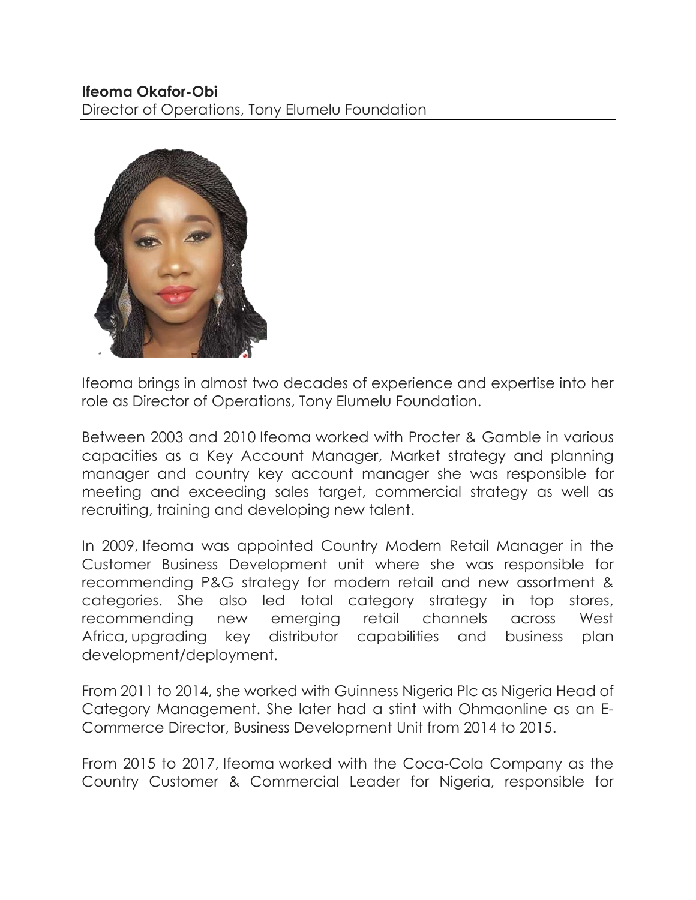**Ifeoma Okafor-Obi**
Director of Operations, Tony Elumelu Foundation

Ifeoma brings in almost two decades of experience and expertise into her role as Director of Operations, Tony Elumelu Foundation.

Between 2003 and 2010 Ifeoma worked with Procter & Gamble in various capacities as a Key Account Manager, Market strategy and planning manager and country key account manager she was responsible for meeting and exceeding sales target, commercial strategy as well as recruiting, training and developing new talent.

In 2009, Ifeoma was appointed Country Modern Retail Manager in the Customer Business Development unit where she was responsible for recommending P&G strategy for modern retail and new assortment & categories. She also led total category strategy in top stores, recommending new emerging retail channels across West Africa, upgrading key distributor capabilities and business plan development/deployment.

From 2011 to 2014, she worked with Guinness Nigeria Plc as Nigeria Head of Category Management. She later had a stint with Ohmaonline as an E-Commerce Director, Business Development Unit from 2014 to 2015.

From 2015 to 2017, Ifeoma worked with the Coca-Cola Company as the Country Customer & Commercial Leader for Nigeria, responsible for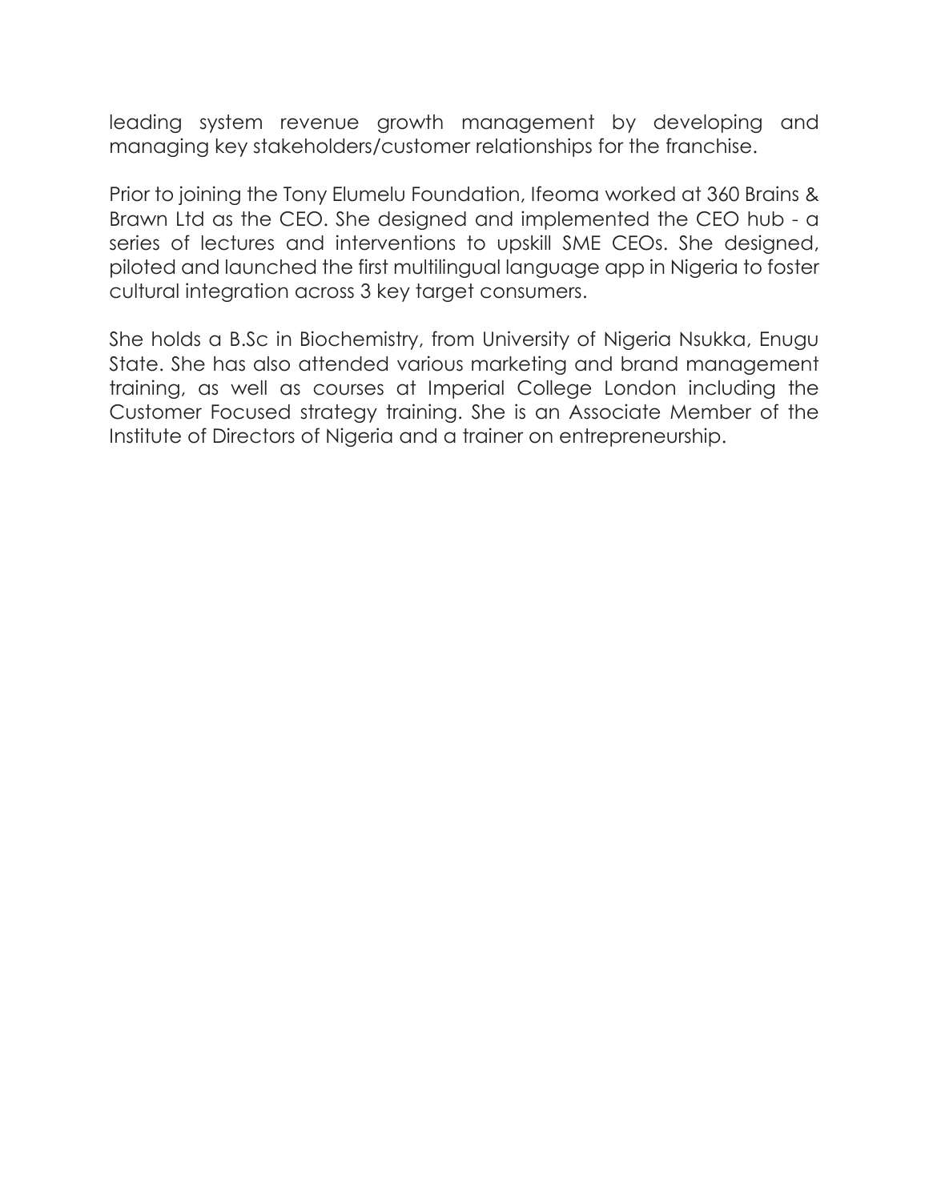leading system revenue growth management by developing and managing key stakeholders/customer relationships for the franchise.

Prior to joining the Tony Elumelu Foundation, Ifeoma worked at 360 Brains & Brawn Ltd as the CEO. She designed and implemented the CEO hub - a series of lectures and interventions to upskill SME CEOs. She designed, piloted and launched the first multilingual language app in Nigeria to foster cultural integration across 3 key target consumers.

She holds a B.Sc in Biochemistry, from University of Nigeria Nsukka, Enugu State. She has also attended various marketing and brand management training, as well as courses at Imperial College London including the Customer Focused strategy training. She is an Associate Member of the Institute of Directors of Nigeria and a trainer on entrepreneurship.